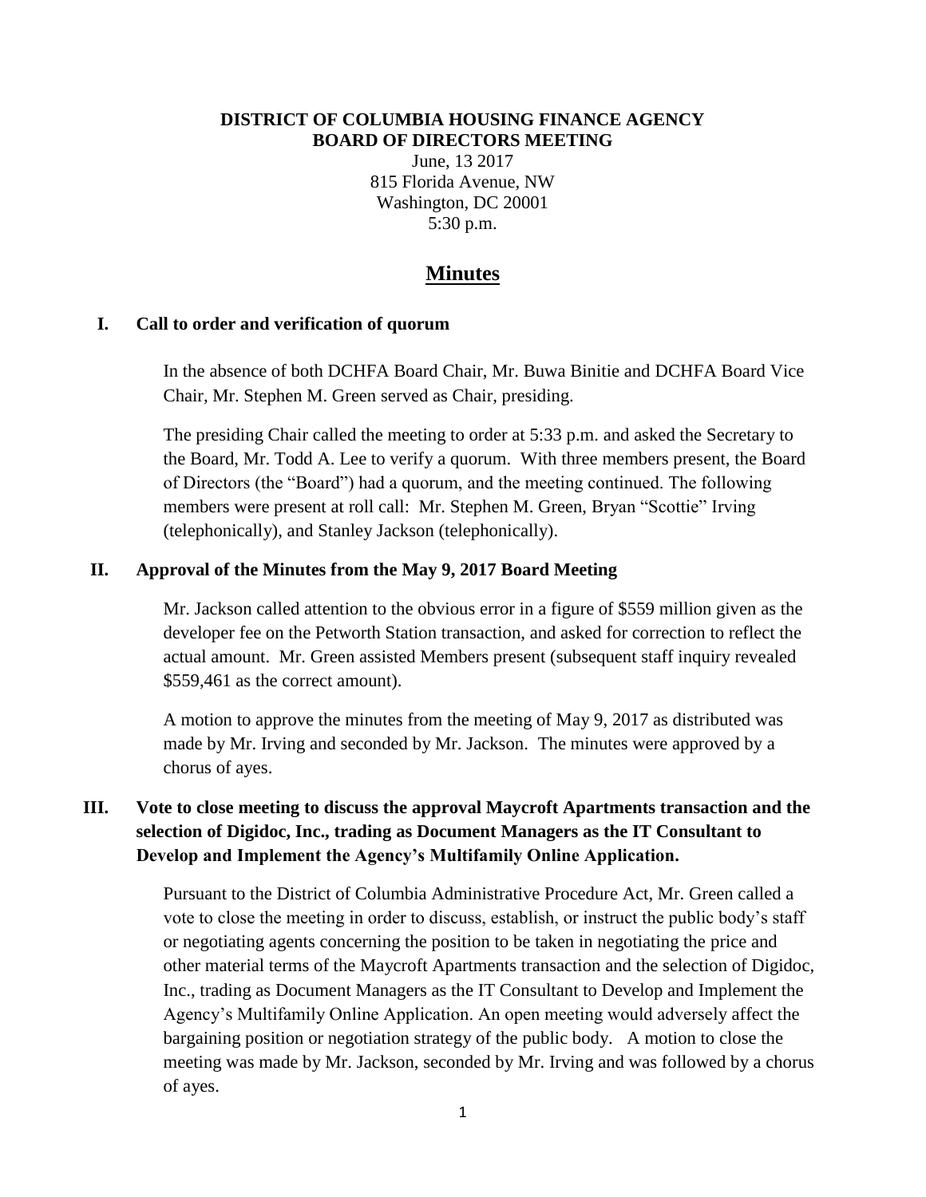**DISTRICT OF COLUMBIA HOUSING FINANCE AGENCY**
**BOARD OF DIRECTORS MEETING**

June, 13 2017
815 Florida Avenue, NW
Washington, DC 20001
5:30 p.m.

# Minutes

## I. Call to order and verification of quorum

In the absence of both DCHFA Board Chair, Mr. Buwa Binitie and DCHFA Board Vice Chair, Mr. Stephen M. Green served as Chair, presiding.

The presiding Chair called the meeting to order at 5:33 p.m. and asked the Secretary to the Board, Mr. Todd A. Lee to verify a quorum. With three members present, the Board of Directors (the "Board") had a quorum, and the meeting continued. The following members were present at roll call: Mr. Stephen M. Green, Bryan "Scottie" Irving (telephonically), and Stanley Jackson (telephonically).

## II. Approval of the Minutes from the May 9, 2017 Board Meeting

Mr. Jackson called attention to the obvious error in a figure of $559 million given as the developer fee on the Petworth Station transaction, and asked for correction to reflect the actual amount. Mr. Green assisted Members present (subsequent staff inquiry revealed $559,461 as the correct amount).

A motion to approve the minutes from the meeting of May 9, 2017 as distributed was made by Mr. Irving and seconded by Mr. Jackson. The minutes were approved by a chorus of ayes.

## III. Vote to close meeting to discuss the approval Maycroft Apartments transaction and the selection of Digidoc, Inc., trading as Document Managers as the IT Consultant to Develop and Implement the Agency's Multifamily Online Application.

Pursuant to the District of Columbia Administrative Procedure Act, Mr. Green called a vote to close the meeting in order to discuss, establish, or instruct the public body's staff or negotiating agents concerning the position to be taken in negotiating the price and other material terms of the Maycroft Apartments transaction and the selection of Digidoc, Inc., trading as Document Managers as the IT Consultant to Develop and Implement the Agency's Multifamily Online Application. An open meeting would adversely affect the bargaining position or negotiation strategy of the public body. A motion to close the meeting was made by Mr. Jackson, seconded by Mr. Irving and was followed by a chorus of ayes.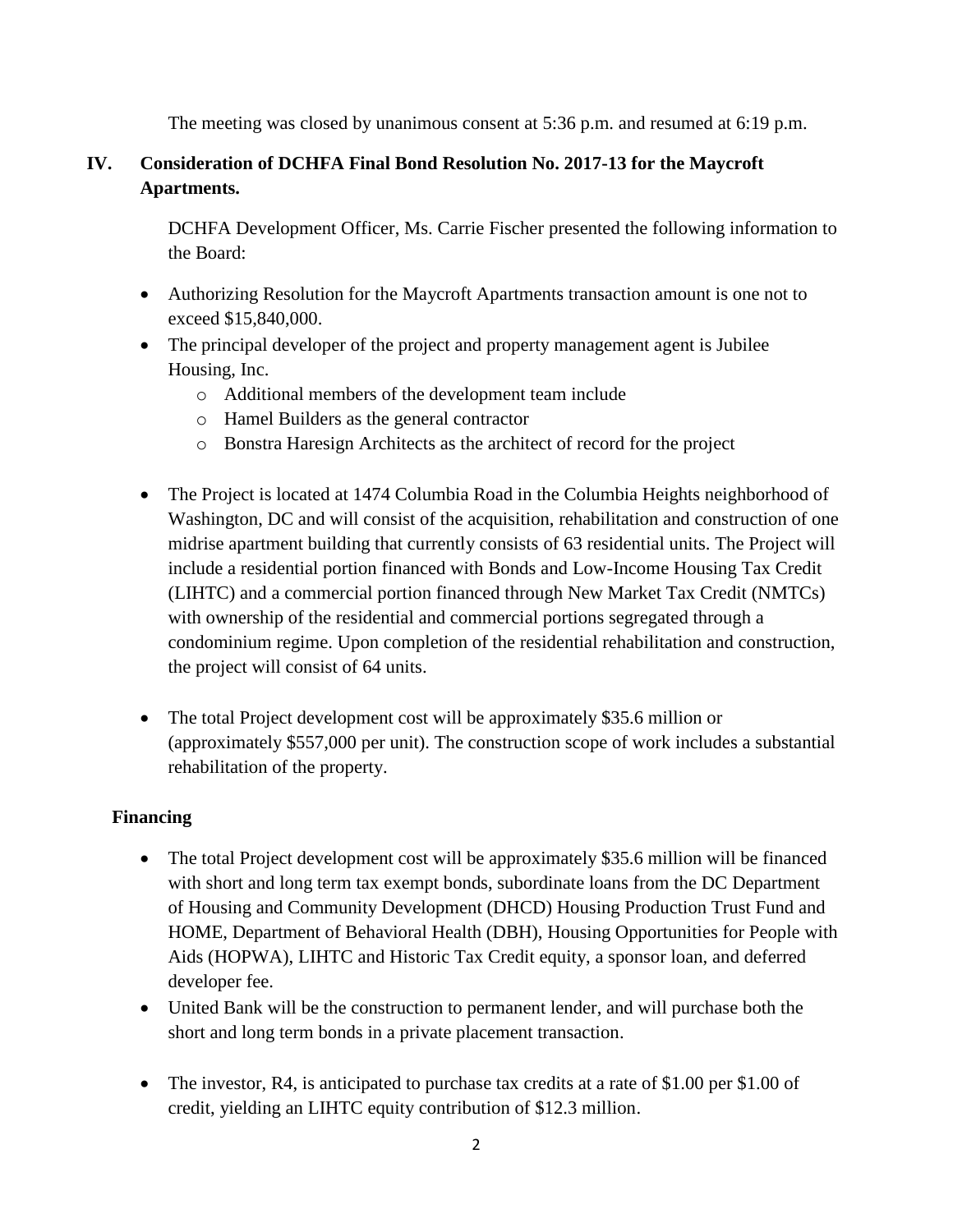The meeting was closed by unanimous consent at 5:36 p.m. and resumed at 6:19 p.m.

## IV. Consideration of DCHFA Final Bond Resolution No. 2017-13 for the Maycroft Apartments.

DCHFA Development Officer, Ms. Carrie Fischer presented the following information to the Board:

- Authorizing Resolution for the Maycroft Apartments transaction amount is one not to exceed $15,840,000.
- The principal developer of the project and property management agent is Jubilee Housing, Inc.
  - Additional members of the development team include
  - Hamel Builders as the general contractor
  - Bonstra Haresign Architects as the architect of record for the project
- The Project is located at 1474 Columbia Road in the Columbia Heights neighborhood of Washington, DC and will consist of the acquisition, rehabilitation and construction of one midrise apartment building that currently consists of 63 residential units. The Project will include a residential portion financed with Bonds and Low-Income Housing Tax Credit (LIHTC) and a commercial portion financed through New Market Tax Credit (NMTCs) with ownership of the residential and commercial portions segregated through a condominium regime. Upon completion of the residential rehabilitation and construction, the project will consist of 64 units.
- The total Project development cost will be approximately $35.6 million or (approximately $557,000 per unit). The construction scope of work includes a substantial rehabilitation of the property.

### Financing

- The total Project development cost will be approximately $35.6 million will be financed with short and long term tax exempt bonds, subordinate loans from the DC Department of Housing and Community Development (DHCD) Housing Production Trust Fund and HOME, Department of Behavioral Health (DBH), Housing Opportunities for People with Aids (HOPWA), LIHTC and Historic Tax Credit equity, a sponsor loan, and deferred developer fee.
- United Bank will be the construction to permanent lender, and will purchase both the short and long term bonds in a private placement transaction.
- The investor, R4, is anticipated to purchase tax credits at a rate of $1.00 per $1.00 of credit, yielding an LIHTC equity contribution of $12.3 million.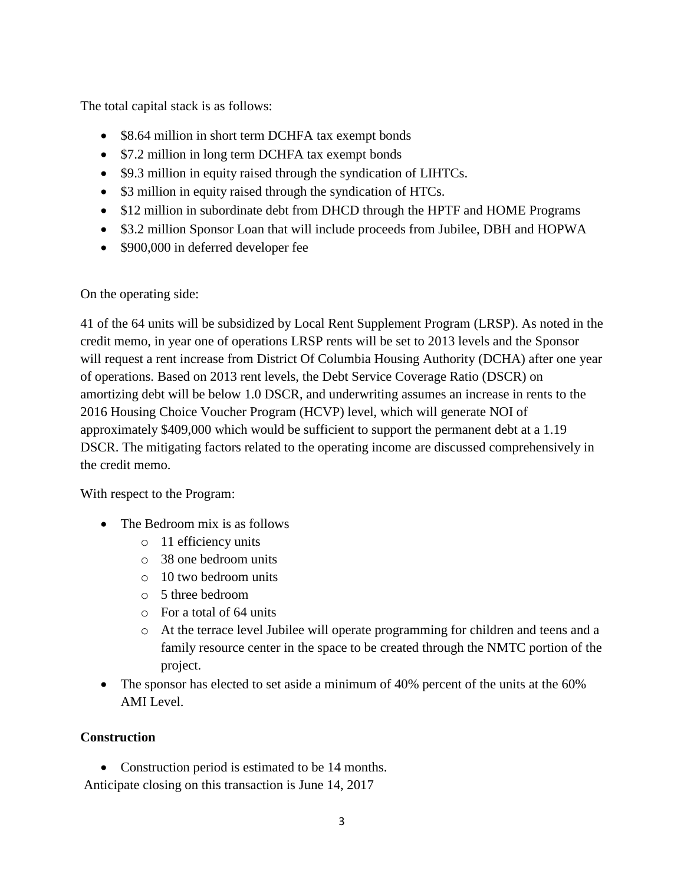The total capital stack is as follows:

- $8.64 million in short term DCHFA tax exempt bonds
- $7.2 million in long term DCHFA tax exempt bonds
- $9.3 million in equity raised through the syndication of LIHTCs.
- $3 million in equity raised through the syndication of HTCs.
- $12 million in subordinate debt from DHCD through the HPTF and HOME Programs
- $3.2 million Sponsor Loan that will include proceeds from Jubilee, DBH and HOPWA
- $900,000 in deferred developer fee

On the operating side:

41 of the 64 units will be subsidized by Local Rent Supplement Program (LRSP). As noted in the credit memo, in year one of operations LRSP rents will be set to 2013 levels and the Sponsor will request a rent increase from District Of Columbia Housing Authority (DCHA) after one year of operations. Based on 2013 rent levels, the Debt Service Coverage Ratio (DSCR) on amortizing debt will be below 1.0 DSCR, and underwriting assumes an increase in rents to the 2016 Housing Choice Voucher Program (HCVP) level, which will generate NOI of approximately $409,000 which would be sufficient to support the permanent debt at a 1.19 DSCR. The mitigating factors related to the operating income are discussed comprehensively in the credit memo.

With respect to the Program:

- The Bedroom mix is as follows
  - 11 efficiency units
  - 38 one bedroom units
  - 10 two bedroom units
  - 5 three bedroom
  - For a total of 64 units
  - At the terrace level Jubilee will operate programming for children and teens and a family resource center in the space to be created through the NMTC portion of the project.
- The sponsor has elected to set aside a minimum of 40% percent of the units at the 60% AMI Level.

**Construction**

- Construction period is estimated to be 14 months.

Anticipate closing on this transaction is June 14, 2017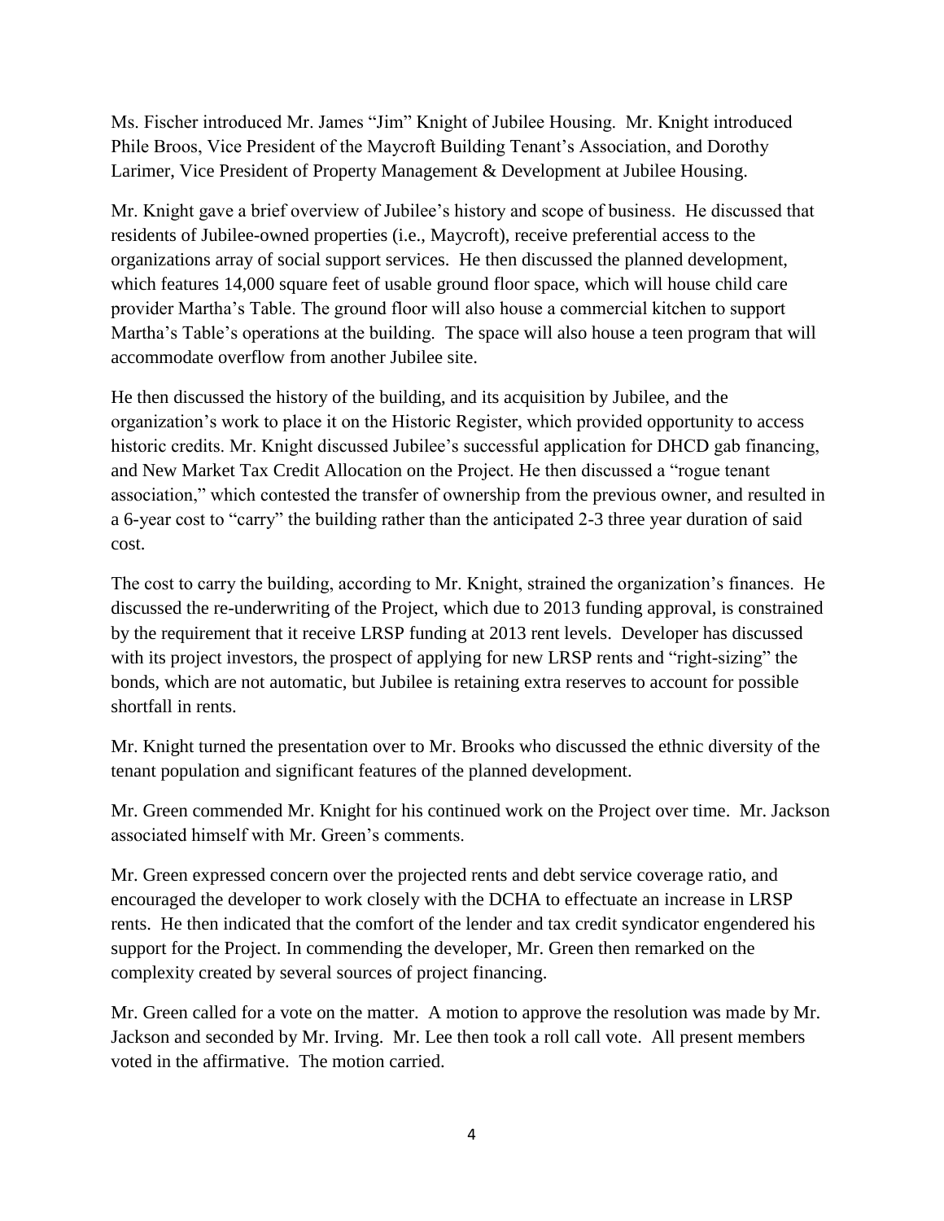Ms. Fischer introduced Mr. James "Jim" Knight of Jubilee Housing. Mr. Knight introduced Phile Broos, Vice President of the Maycroft Building Tenant's Association, and Dorothy Larimer, Vice President of Property Management & Development at Jubilee Housing.

Mr. Knight gave a brief overview of Jubilee's history and scope of business. He discussed that residents of Jubilee-owned properties (i.e., Maycroft), receive preferential access to the organizations array of social support services. He then discussed the planned development, which features 14,000 square feet of usable ground floor space, which will house child care provider Martha's Table. The ground floor will also house a commercial kitchen to support Martha's Table's operations at the building. The space will also house a teen program that will accommodate overflow from another Jubilee site.

He then discussed the history of the building, and its acquisition by Jubilee, and the organization's work to place it on the Historic Register, which provided opportunity to access historic credits. Mr. Knight discussed Jubilee's successful application for DHCD gab financing, and New Market Tax Credit Allocation on the Project. He then discussed a "rogue tenant association," which contested the transfer of ownership from the previous owner, and resulted in a 6-year cost to "carry" the building rather than the anticipated 2-3 three year duration of said cost.

The cost to carry the building, according to Mr. Knight, strained the organization's finances. He discussed the re-underwriting of the Project, which due to 2013 funding approval, is constrained by the requirement that it receive LRSP funding at 2013 rent levels. Developer has discussed with its project investors, the prospect of applying for new LRSP rents and "right-sizing" the bonds, which are not automatic, but Jubilee is retaining extra reserves to account for possible shortfall in rents.

Mr. Knight turned the presentation over to Mr. Brooks who discussed the ethnic diversity of the tenant population and significant features of the planned development.

Mr. Green commended Mr. Knight for his continued work on the Project over time. Mr. Jackson associated himself with Mr. Green's comments.

Mr. Green expressed concern over the projected rents and debt service coverage ratio, and encouraged the developer to work closely with the DCHA to effectuate an increase in LRSP rents. He then indicated that the comfort of the lender and tax credit syndicator engendered his support for the Project. In commending the developer, Mr. Green then remarked on the complexity created by several sources of project financing.

Mr. Green called for a vote on the matter. A motion to approve the resolution was made by Mr. Jackson and seconded by Mr. Irving. Mr. Lee then took a roll call vote. All present members voted in the affirmative. The motion carried.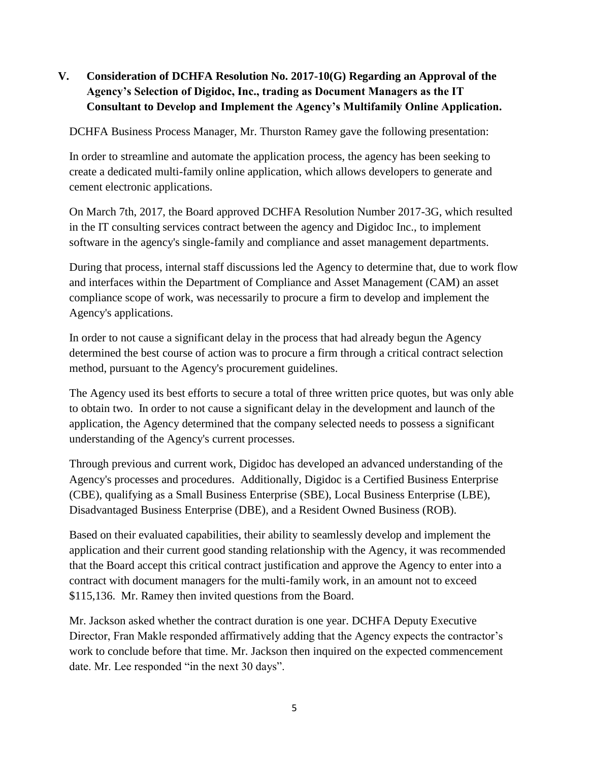## V. Consideration of DCHFA Resolution No. 2017-10(G) Regarding an Approval of the Agency's Selection of Digidoc, Inc., trading as Document Managers as the IT Consultant to Develop and Implement the Agency's Multifamily Online Application.

DCHFA Business Process Manager, Mr. Thurston Ramey gave the following presentation:

In order to streamline and automate the application process, the agency has been seeking to create a dedicated multi-family online application, which allows developers to generate and cement electronic applications.

On March 7th, 2017, the Board approved DCHFA Resolution Number 2017-3G, which resulted in the IT consulting services contract between the agency and Digidoc Inc., to implement software in the agency's single-family and compliance and asset management departments.

During that process, internal staff discussions led the Agency to determine that, due to work flow and interfaces within the Department of Compliance and Asset Management (CAM) an asset compliance scope of work, was necessarily to procure a firm to develop and implement the Agency's applications.

In order to not cause a significant delay in the process that had already begun the Agency determined the best course of action was to procure a firm through a critical contract selection method, pursuant to the Agency's procurement guidelines.

The Agency used its best efforts to secure a total of three written price quotes, but was only able to obtain two. In order to not cause a significant delay in the development and launch of the application, the Agency determined that the company selected needs to possess a significant understanding of the Agency's current processes.

Through previous and current work, Digidoc has developed an advanced understanding of the Agency's processes and procedures. Additionally, Digidoc is a Certified Business Enterprise (CBE), qualifying as a Small Business Enterprise (SBE), Local Business Enterprise (LBE), Disadvantaged Business Enterprise (DBE), and a Resident Owned Business (ROB).

Based on their evaluated capabilities, their ability to seamlessly develop and implement the application and their current good standing relationship with the Agency, it was recommended that the Board accept this critical contract justification and approve the Agency to enter into a contract with document managers for the multi-family work, in an amount not to exceed $115,136. Mr. Ramey then invited questions from the Board.

Mr. Jackson asked whether the contract duration is one year. DCHFA Deputy Executive Director, Fran Makle responded affirmatively adding that the Agency expects the contractor's work to conclude before that time. Mr. Jackson then inquired on the expected commencement date. Mr. Lee responded "in the next 30 days".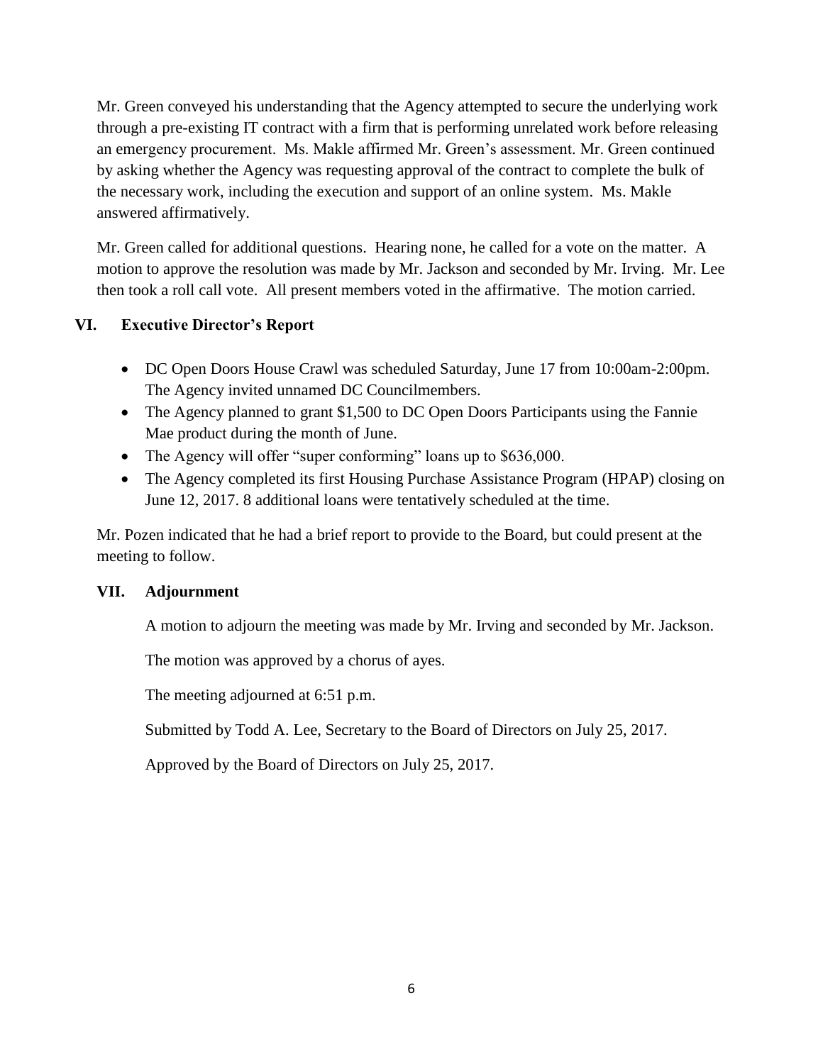Mr. Green conveyed his understanding that the Agency attempted to secure the underlying work through a pre-existing IT contract with a firm that is performing unrelated work before releasing an emergency procurement. Ms. Makle affirmed Mr. Green's assessment. Mr. Green continued by asking whether the Agency was requesting approval of the contract to complete the bulk of the necessary work, including the execution and support of an online system. Ms. Makle answered affirmatively.

Mr. Green called for additional questions. Hearing none, he called for a vote on the matter. A motion to approve the resolution was made by Mr. Jackson and seconded by Mr. Irving. Mr. Lee then took a roll call vote. All present members voted in the affirmative. The motion carried.

## VI. Executive Director's Report

- DC Open Doors House Crawl was scheduled Saturday, June 17 from 10:00am-2:00pm. The Agency invited unnamed DC Councilmembers.
- The Agency planned to grant $1,500 to DC Open Doors Participants using the Fannie Mae product during the month of June.
- The Agency will offer "super conforming" loans up to $636,000.
- The Agency completed its first Housing Purchase Assistance Program (HPAP) closing on June 12, 2017. 8 additional loans were tentatively scheduled at the time.

Mr. Pozen indicated that he had a brief report to provide to the Board, but could present at the meeting to follow.

## VII. Adjournment

A motion to adjourn the meeting was made by Mr. Irving and seconded by Mr. Jackson.

The motion was approved by a chorus of ayes.

The meeting adjourned at 6:51 p.m.

Submitted by Todd A. Lee, Secretary to the Board of Directors on July 25, 2017.

Approved by the Board of Directors on July 25, 2017.